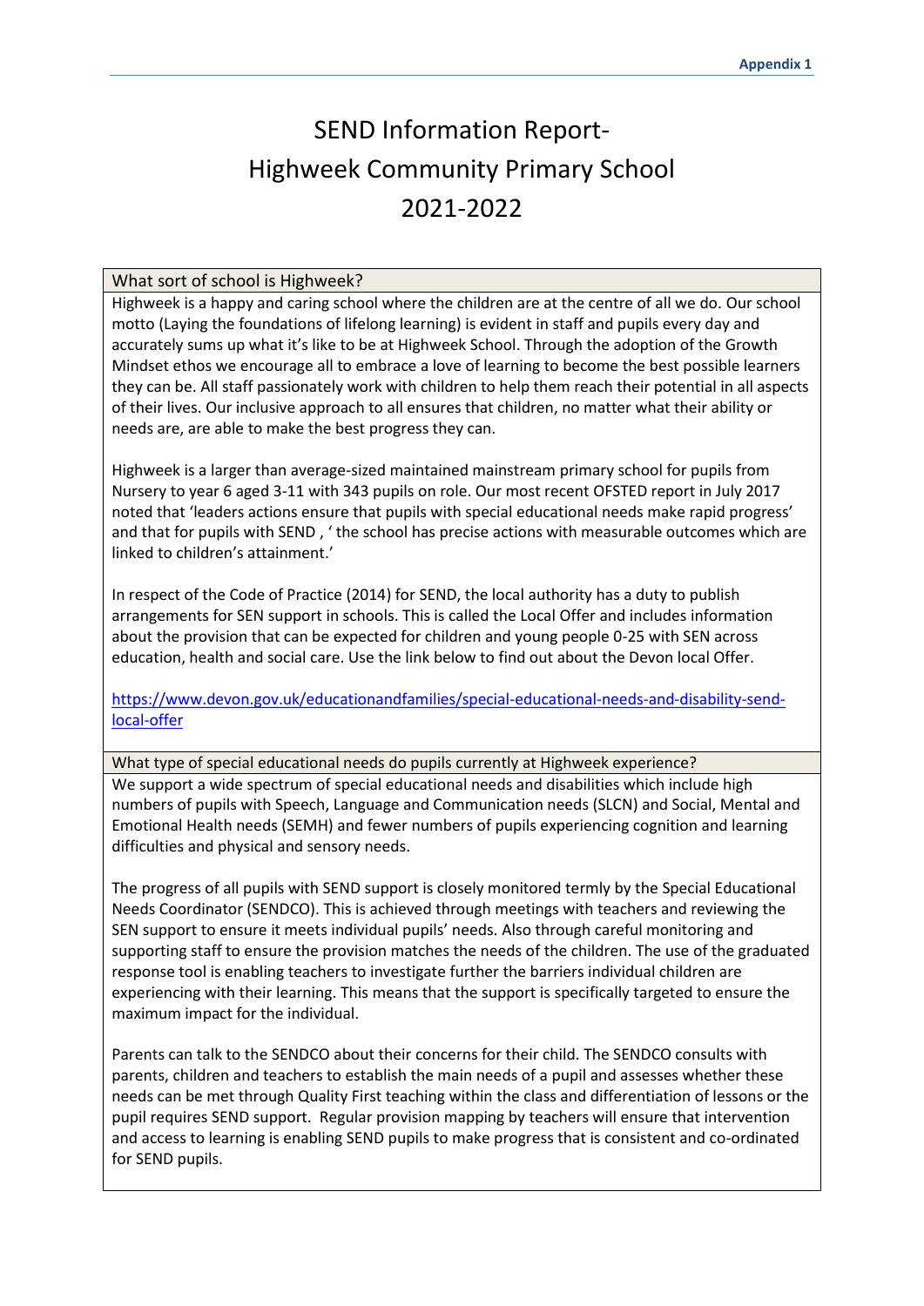Appendix 1

# SEND Information Report- Highweek Community Primary School 2021-2022

## What sort of school is Highweek?

Highweek is a happy and caring school where the children are at the centre of all we do. Our school motto (Laying the foundations of lifelong learning) is evident in staff and pupils every day and accurately sums up what it's like to be at Highweek School. Through the adoption of the Growth Mindset ethos we encourage all to embrace a love of learning to become the best possible learners they can be. All staff passionately work with children to help them reach their potential in all aspects of their lives. Our inclusive approach to all ensures that children, no matter what their ability or needs are, are able to make the best progress they can.

Highweek is a larger than average-sized maintained mainstream primary school for pupils from Nursery to year 6 aged 3-11 with 343 pupils on role. Our most recent OFSTED report in July 2017 noted that 'leaders actions ensure that pupils with special educational needs make rapid progress' and that for pupils with SEND , ' the school has precise actions with measurable outcomes which are linked to children's attainment.'

In respect of the Code of Practice (2014) for SEND, the local authority has a duty to publish arrangements for SEN support in schools. This is called the Local Offer and includes information about the provision that can be expected for children and young people 0-25 with SEN across education, health and social care. Use the link below to find out about the Devon local Offer.

[https://www.devon.gov.uk/educationandfamilies/special-educational-needs-and-disability-send-local-offer](https://www.devon.gov.uk/educationandfamilies/special-educational-needs-and-disability-send-local-offer)

## What type of special educational needs do pupils currently at Highweek experience?

We support a wide spectrum of special educational needs and disabilities which include high numbers of pupils with Speech, Language and Communication needs (SLCN) and Social, Mental and Emotional Health needs (SEMH) and fewer numbers of pupils experiencing cognition and learning difficulties and physical and sensory needs.

The progress of all pupils with SEND support is closely monitored termly by the Special Educational Needs Coordinator (SENDCO). This is achieved through meetings with teachers and reviewing the SEN support to ensure it meets individual pupils' needs. Also through careful monitoring and supporting staff to ensure the provision matches the needs of the children. The use of the graduated response tool is enabling teachers to investigate further the barriers individual children are experiencing with their learning. This means that the support is specifically targeted to ensure the maximum impact for the individual.

Parents can talk to the SENDCO about their concerns for their child. The SENDCO consults with parents, children and teachers to establish the main needs of a pupil and assesses whether these needs can be met through Quality First teaching within the class and differentiation of lessons or the pupil requires SEND support. Regular provision mapping by teachers will ensure that intervention and access to learning is enabling SEND pupils to make progress that is consistent and co-ordinated for SEND pupils.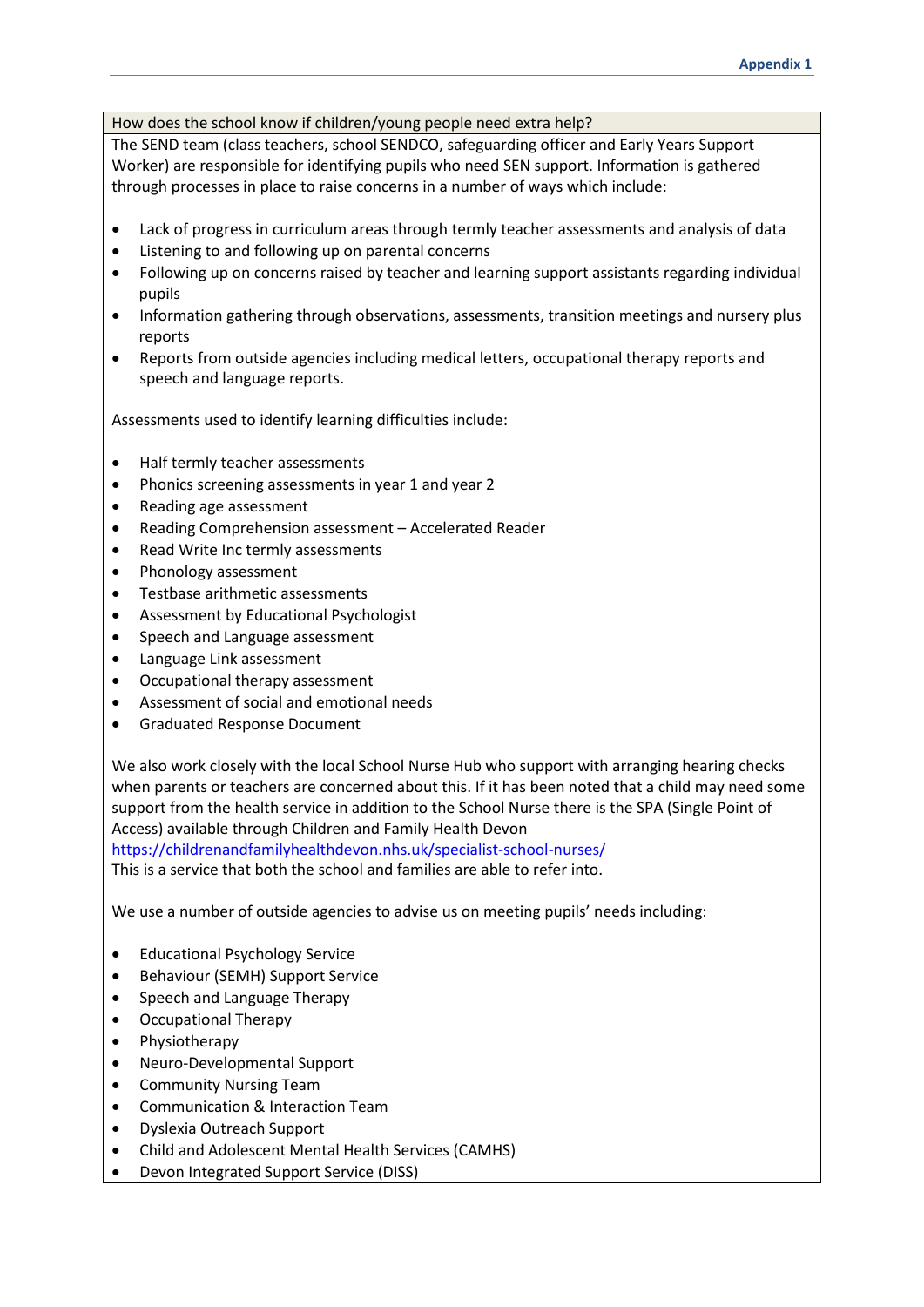How does the school know if children/young people need extra help?

The SEND team (class teachers, school SENDCO, safeguarding officer and Early Years Support Worker) are responsible for identifying pupils who need SEN support. Information is gathered through processes in place to raise concerns in a number of ways which include:

- Lack of progress in curriculum areas through termly teacher assessments and analysis of data
- Listening to and following up on parental concerns
- Following up on concerns raised by teacher and learning support assistants regarding individual pupils
- Information gathering through observations, assessments, transition meetings and nursery plus reports
- Reports from outside agencies including medical letters, occupational therapy reports and speech and language reports.

Assessments used to identify learning difficulties include:

- Half termly teacher assessments
- Phonics screening assessments in year 1 and year 2
- Reading age assessment
- Reading Comprehension assessment – Accelerated Reader
- Read Write Inc termly assessments
- Phonology assessment
- Testbase arithmetic assessments
- Assessment by Educational Psychologist
- Speech and Language assessment
- Language Link assessment
- Occupational therapy assessment
- Assessment of social and emotional needs
- Graduated Response Document

We also work closely with the local School Nurse Hub who support with arranging hearing checks when parents or teachers are concerned about this. If it has been noted that a child may need some support from the health service in addition to the School Nurse there is the SPA (Single Point of Access) available through Children and Family Health Devon
https://childrenandfamilyhealthdevon.nhs.uk/specialist-school-nurses/
This is a service that both the school and families are able to refer into.

We use a number of outside agencies to advise us on meeting pupils' needs including:

- Educational Psychology Service
- Behaviour (SEMH) Support Service
- Speech and Language Therapy
- Occupational Therapy
- Physiotherapy
- Neuro-Developmental Support
- Community Nursing Team
- Communication & Interaction Team
- Dyslexia Outreach Support
- Child and Adolescent Mental Health Services (CAMHS)
- Devon Integrated Support Service (DISS)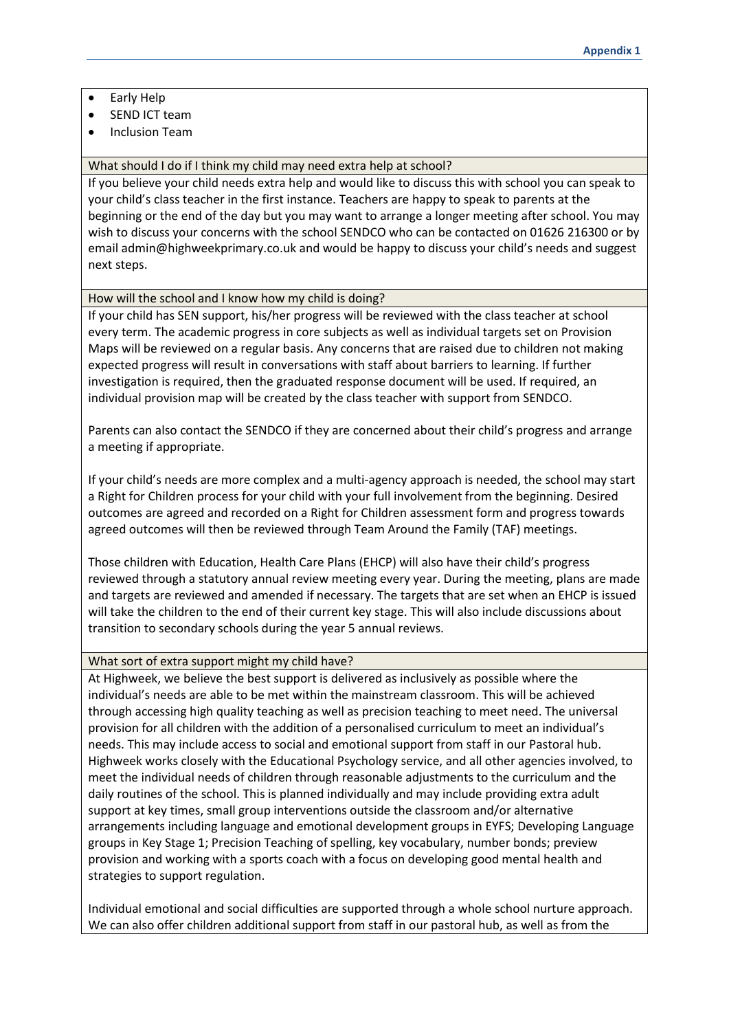- Early Help
- SEND ICT team
- Inclusion Team

### What should I do if I think my child may need extra help at school?

If you believe your child needs extra help and would like to discuss this with school you can speak to your child's class teacher in the first instance. Teachers are happy to speak to parents at the beginning or the end of the day but you may want to arrange a longer meeting after school. You may wish to discuss your concerns with the school SENDCO who can be contacted on 01626 216300 or by email admin@highweekprimary.co.uk and would be happy to discuss your child's needs and suggest next steps.

### How will the school and I know how my child is doing?

If your child has SEN support, his/her progress will be reviewed with the class teacher at school every term. The academic progress in core subjects as well as individual targets set on Provision Maps will be reviewed on a regular basis. Any concerns that are raised due to children not making expected progress will result in conversations with staff about barriers to learning. If further investigation is required, then the graduated response document will be used. If required, an individual provision map will be created by the class teacher with support from SENDCO.

Parents can also contact the SENDCO if they are concerned about their child's progress and arrange a meeting if appropriate.

If your child's needs are more complex and a multi-agency approach is needed, the school may start a Right for Children process for your child with your full involvement from the beginning. Desired outcomes are agreed and recorded on a Right for Children assessment form and progress towards agreed outcomes will then be reviewed through Team Around the Family (TAF) meetings.

Those children with Education, Health Care Plans (EHCP) will also have their child's progress reviewed through a statutory annual review meeting every year. During the meeting, plans are made and targets are reviewed and amended if necessary. The targets that are set when an EHCP is issued will take the children to the end of their current key stage. This will also include discussions about transition to secondary schools during the year 5 annual reviews.

### What sort of extra support might my child have?

At Highweek, we believe the best support is delivered as inclusively as possible where the individual's needs are able to be met within the mainstream classroom. This will be achieved through accessing high quality teaching as well as precision teaching to meet need. The universal provision for all children with the addition of a personalised curriculum to meet an individual's needs. This may include access to social and emotional support from staff in our Pastoral hub. Highweek works closely with the Educational Psychology service, and all other agencies involved, to meet the individual needs of children through reasonable adjustments to the curriculum and the daily routines of the school. This is planned individually and may include providing extra adult support at key times, small group interventions outside the classroom and/or alternative arrangements including language and emotional development groups in EYFS; Developing Language groups in Key Stage 1; Precision Teaching of spelling, key vocabulary, number bonds; preview provision and working with a sports coach with a focus on developing good mental health and strategies to support regulation.

Individual emotional and social difficulties are supported through a whole school nurture approach. We can also offer children additional support from staff in our pastoral hub, as well as from the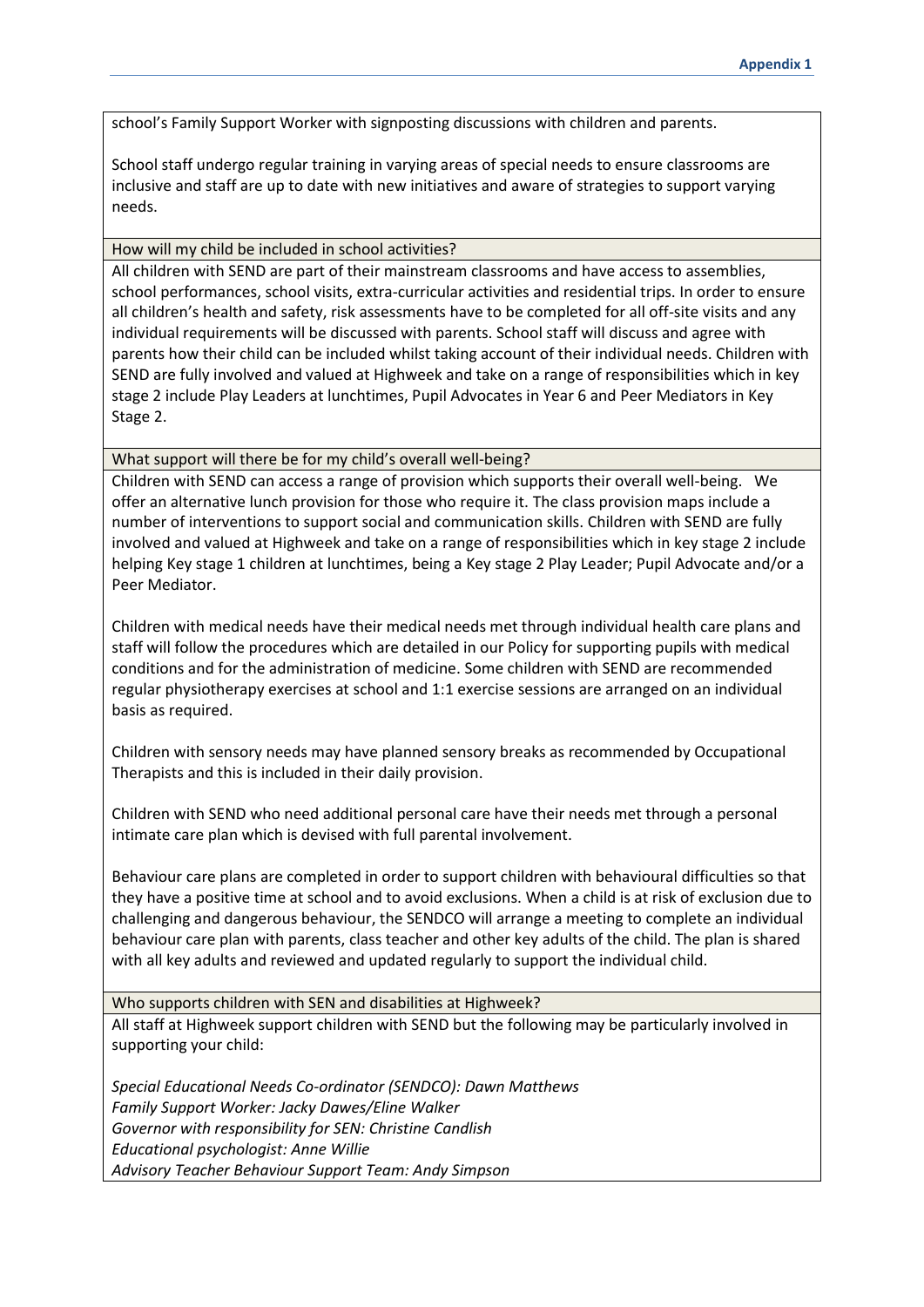school's Family Support Worker with signposting discussions with children and parents.

School staff undergo regular training in varying areas of special needs to ensure classrooms are inclusive and staff are up to date with new initiatives and aware of strategies to support varying needs.

### How will my child be included in school activities?

All children with SEND are part of their mainstream classrooms and have access to assemblies, school performances, school visits, extra-curricular activities and residential trips. In order to ensure all children's health and safety, risk assessments have to be completed for all off-site visits and any individual requirements will be discussed with parents. School staff will discuss and agree with parents how their child can be included whilst taking account of their individual needs. Children with SEND are fully involved and valued at Highweek and take on a range of responsibilities which in key stage 2 include Play Leaders at lunchtimes, Pupil Advocates in Year 6 and Peer Mediators in Key Stage 2.

### What support will there be for my child's overall well-being?

Children with SEND can access a range of provision which supports their overall well-being. We offer an alternative lunch provision for those who require it. The class provision maps include a number of interventions to support social and communication skills. Children with SEND are fully involved and valued at Highweek and take on a range of responsibilities which in key stage 2 include helping Key stage 1 children at lunchtimes, being a Key stage 2 Play Leader; Pupil Advocate and/or a Peer Mediator.

Children with medical needs have their medical needs met through individual health care plans and staff will follow the procedures which are detailed in our Policy for supporting pupils with medical conditions and for the administration of medicine. Some children with SEND are recommended regular physiotherapy exercises at school and 1:1 exercise sessions are arranged on an individual basis as required.

Children with sensory needs may have planned sensory breaks as recommended by Occupational Therapists and this is included in their daily provision.

Children with SEND who need additional personal care have their needs met through a personal intimate care plan which is devised with full parental involvement.

Behaviour care plans are completed in order to support children with behavioural difficulties so that they have a positive time at school and to avoid exclusions. When a child is at risk of exclusion due to challenging and dangerous behaviour, the SENDCO will arrange a meeting to complete an individual behaviour care plan with parents, class teacher and other key adults of the child. The plan is shared with all key adults and reviewed and updated regularly to support the individual child.

### Who supports children with SEN and disabilities at Highweek?

All staff at Highweek support children with SEND but the following may be particularly involved in supporting your child:

*Special Educational Needs Co-ordinator (SENDCO): Dawn Matthews*
*Family Support Worker: Jacky Dawes/Eline Walker*
*Governor with responsibility for SEN: Christine Candlish*
*Educational psychologist: Anne Willie*
*Advisory Teacher Behaviour Support Team: Andy Simpson*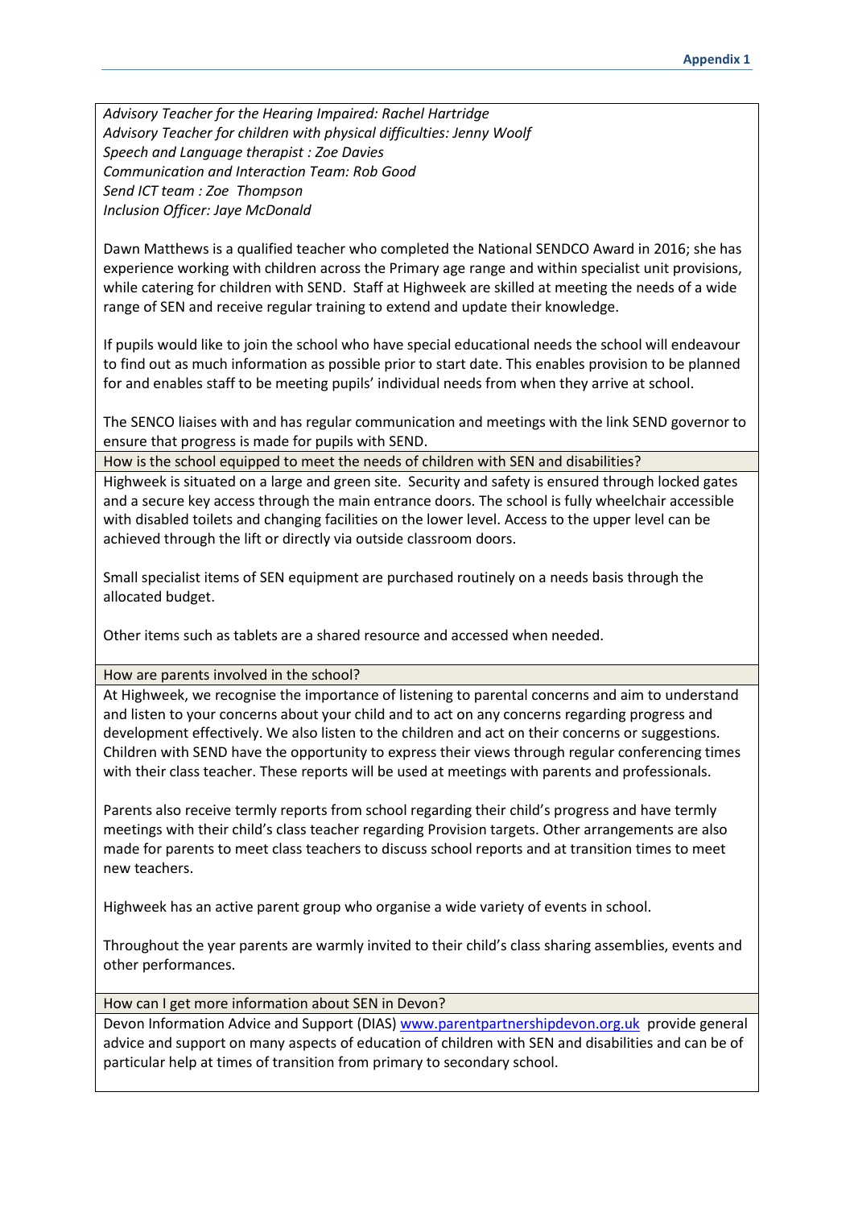*Advisory Teacher for the Hearing Impaired: Rachel Hartridge*
*Advisory Teacher for children with physical difficulties: Jenny Woolf*
*Speech and Language therapist : Zoe Davies*
*Communication and Interaction Team: Rob Good*
*Send ICT team : Zoe Thompson*
*Inclusion Officer: Jaye McDonald*

Dawn Matthews is a qualified teacher who completed the National SENDCO Award in 2016; she has experience working with children across the Primary age range and within specialist unit provisions, while catering for children with SEND. Staff at Highweek are skilled at meeting the needs of a wide range of SEN and receive regular training to extend and update their knowledge.

If pupils would like to join the school who have special educational needs the school will endeavour to find out as much information as possible prior to start date. This enables provision to be planned for and enables staff to be meeting pupils' individual needs from when they arrive at school.

The SENCO liaises with and has regular communication and meetings with the link SEND governor to ensure that progress is made for pupils with SEND.

### How is the school equipped to meet the needs of children with SEN and disabilities?

Highweek is situated on a large and green site. Security and safety is ensured through locked gates and a secure key access through the main entrance doors. The school is fully wheelchair accessible with disabled toilets and changing facilities on the lower level. Access to the upper level can be achieved through the lift or directly via outside classroom doors.

Small specialist items of SEN equipment are purchased routinely on a needs basis through the allocated budget.

Other items such as tablets are a shared resource and accessed when needed.

### How are parents involved in the school?

At Highweek, we recognise the importance of listening to parental concerns and aim to understand and listen to your concerns about your child and to act on any concerns regarding progress and development effectively. We also listen to the children and act on their concerns or suggestions. Children with SEND have the opportunity to express their views through regular conferencing times with their class teacher. These reports will be used at meetings with parents and professionals.

Parents also receive termly reports from school regarding their child's progress and have termly meetings with their child's class teacher regarding Provision targets. Other arrangements are also made for parents to meet class teachers to discuss school reports and at transition times to meet new teachers.

Highweek has an active parent group who organise a wide variety of events in school.

Throughout the year parents are warmly invited to their child's class sharing assemblies, events and other performances.

### How can I get more information about SEN in Devon?

Devon Information Advice and Support (DIAS) [www.parentpartnershipdevon.org.uk](www.parentpartnershipdevon.org.uk) provide general advice and support on many aspects of education of children with SEN and disabilities and can be of particular help at times of transition from primary to secondary school.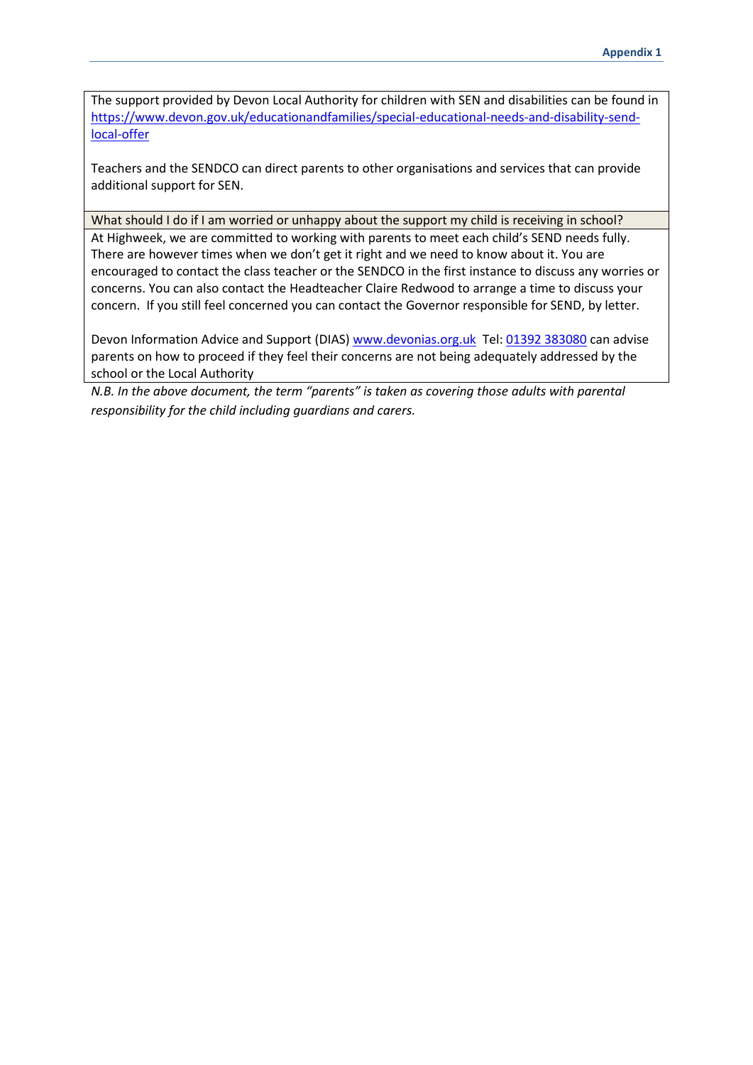The support provided by Devon Local Authority for children with SEN and disabilities can be found in https://www.devon.gov.uk/educationandfamilies/special-educational-needs-and-disability-send-local-offer

Teachers and the SENDCO can direct parents to other organisations and services that can provide additional support for SEN.

| What should I do if I am worried or unhappy about the support my child is receiving in school? |
| --- |
| At Highweek, we are committed to working with parents to meet each child's SEND needs fully. There are however times when we don't get it right and we need to know about it. You are encouraged to contact the class teacher or the SENDCO in the first instance to discuss any worries or concerns. You can also contact the Headteacher Claire Redwood to arrange a time to discuss your concern. If you still feel concerned you can contact the Governor responsible for SEND, by letter.<br><br>Devon Information Advice and Support (DIAS) www.devonias.org.uk Tel: 01392 383080 can advise parents on how to proceed if they feel their concerns are not being adequately addressed by the school or the Local Authority |

*N.B. In the above document, the term "parents" is taken as covering those adults with parental responsibility for the child including guardians and carers.*